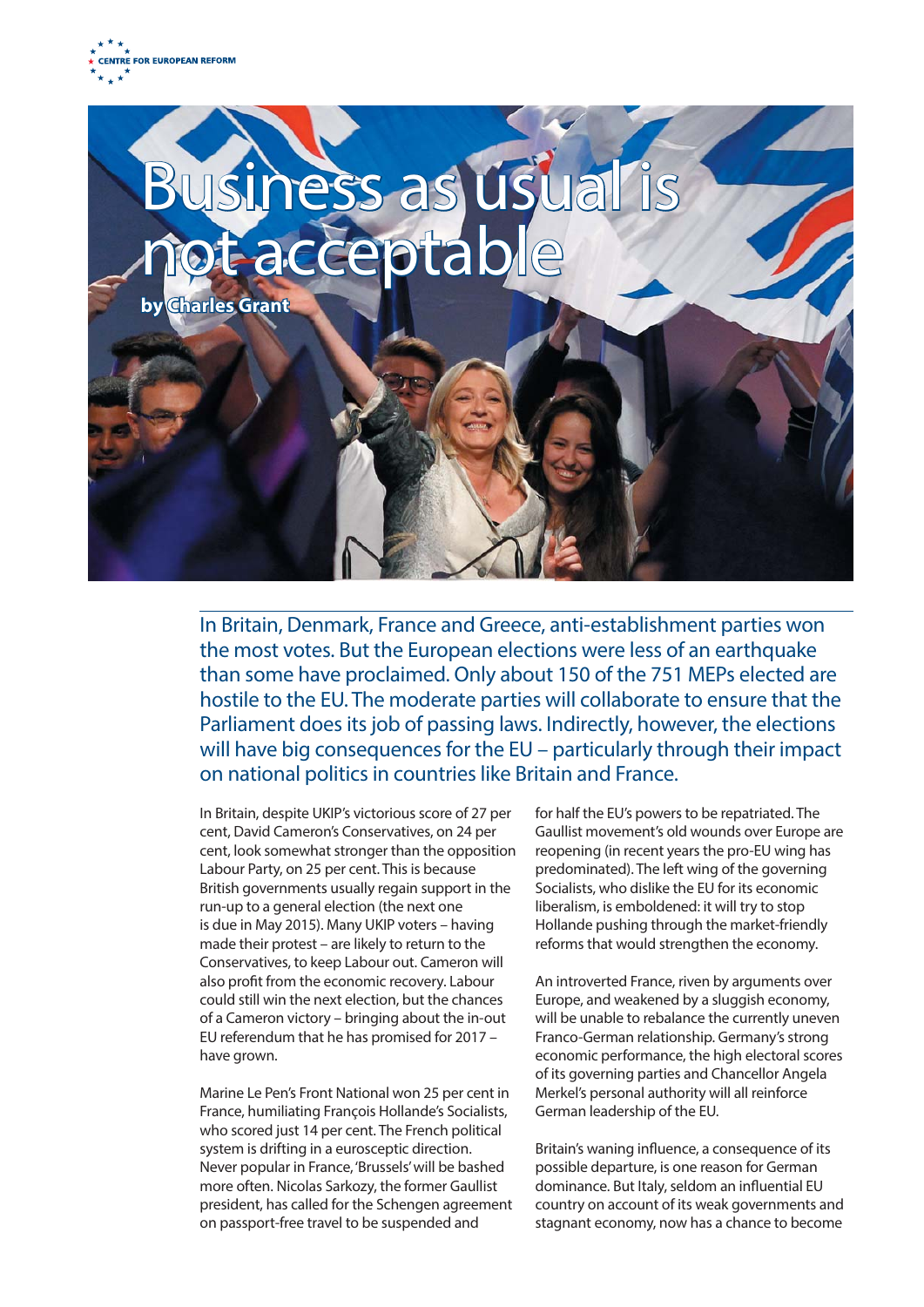CENTRE FOR EUROPEAN REFORM

# Business as usual is not acceptable

**by Charles Grant**

In Britain, Denmark, France and Greece, anti-establishment parties won the most votes. But the European elections were less of an earthquake than some have proclaimed. Only about 150 of the 751 MEPs elected are hostile to the EU. The moderate parties will collaborate to ensure that the Parliament does its job of passing laws. Indirectly, however, the elections will have big consequences for the EU – particularly through their impact on national politics in countries like Britain and France.

In Britain, despite UKIP's victorious score of 27 per cent, David Cameron's Conservatives, on 24 per cent, look somewhat stronger than the opposition Labour Party, on 25 per cent. This is because British governments usually regain support in the run-up to a general election (the next one is due in May 2015). Many UKIP voters – having made their protest – are likely to return to the Conservatives, to keep Labour out. Cameron will also profit from the economic recovery. Labour could still win the next election, but the chances of a Cameron victory – bringing about the in-out EU referendum that he has promised for 2017 – have grown.

Marine Le Pen's Front National won 25 per cent in France, humiliating François Hollande's Socialists, who scored just 14 per cent. The French political system is drifting in a eurosceptic direction. Never popular in France, 'Brussels' will be bashed more often. Nicolas Sarkozy, the former Gaullist president, has called for the Schengen agreement on passport-free travel to be suspended and for half the EU's powers to be repatriated. The Gaullist movement's old wounds over Europe are reopening (in recent years the pro-EU wing has predominated). The left wing of the governing Socialists, who dislike the EU for its economic liberalism, is emboldened: it will try to stop Hollande pushing through the market-friendly reforms that would strengthen the economy.

An introverted France, riven by arguments over Europe, and weakened by a sluggish economy, will be unable to rebalance the currently uneven Franco-German relationship. Germany's strong economic performance, the high electoral scores of its governing parties and Chancellor Angela Merkel's personal authority will all reinforce German leadership of the EU.

Britain's waning influence, a consequence of its possible departure, is one reason for German dominance. But Italy, seldom an influential EU country on account of its weak governments and stagnant economy, now has a chance to become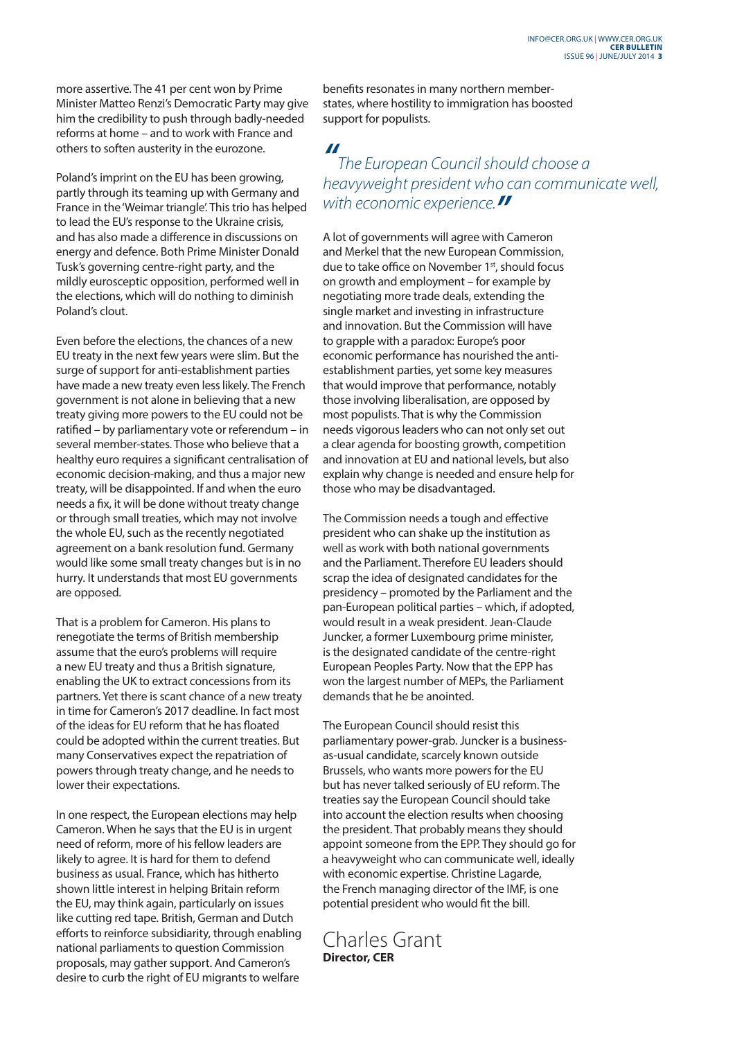more assertive. The 41 per cent won by Prime Minister Matteo Renzi's Democratic Party may give him the credibility to push through badly-needed reforms at home – and to work with France and others to soften austerity in the eurozone.

Poland's imprint on the EU has been growing, partly through its teaming up with Germany and France in the 'Weimar triangle'. This trio has helped to lead the EU's response to the Ukraine crisis, and has also made a difference in discussions on energy and defence. Both Prime Minister Donald Tusk's governing centre-right party, and the mildly eurosceptic opposition, performed well in the elections, which will do nothing to diminish Poland's clout.

Even before the elections, the chances of a new EU treaty in the next few years were slim. But the surge of support for anti-establishment parties have made a new treaty even less likely. The French government is not alone in believing that a new treaty giving more powers to the EU could not be ratified – by parliamentary vote or referendum – in several member-states. Those who believe that a healthy euro requires a significant centralisation of economic decision-making, and thus a major new treaty, will be disappointed. If and when the euro needs a fix, it will be done without treaty change or through small treaties, which may not involve the whole EU, such as the recently negotiated agreement on a bank resolution fund. Germany would like some small treaty changes but is in no hurry. It understands that most EU governments are opposed.

That is a problem for Cameron. His plans to renegotiate the terms of British membership assume that the euro's problems will require a new EU treaty and thus a British signature, enabling the UK to extract concessions from its partners. Yet there is scant chance of a new treaty in time for Cameron's 2017 deadline. In fact most of the ideas for EU reform that he has floated could be adopted within the current treaties. But many Conservatives expect the repatriation of powers through treaty change, and he needs to lower their expectations.

In one respect, the European elections may help Cameron. When he says that the EU is in urgent need of reform, more of his fellow leaders are likely to agree. It is hard for them to defend business as usual. France, which has hitherto shown little interest in helping Britain reform the EU, may think again, particularly on issues like cutting red tape. British, German and Dutch efforts to reinforce subsidiarity, through enabling national parliaments to question Commission proposals, may gather support. And Cameron's desire to curb the right of EU migrants to welfare benefits resonates in many northern member-states, where hostility to immigration has boosted support for populists.

> *"The European Council should choose a heavyweight president who can communicate well, with economic experience."*

A lot of governments will agree with Cameron and Merkel that the new European Commission, due to take office on November 1st, should focus on growth and employment – for example by negotiating more trade deals, extending the single market and investing in infrastructure and innovation. But the Commission will have to grapple with a paradox: Europe's poor economic performance has nourished the anti-establishment parties, yet some key measures that would improve that performance, notably those involving liberalisation, are opposed by most populists. That is why the Commission needs vigorous leaders who can not only set out a clear agenda for boosting growth, competition and innovation at EU and national levels, but also explain why change is needed and ensure help for those who may be disadvantaged.

The Commission needs a tough and effective president who can shake up the institution as well as work with both national governments and the Parliament. Therefore EU leaders should scrap the idea of designated candidates for the presidency – promoted by the Parliament and the pan-European political parties – which, if adopted, would result in a weak president. Jean-Claude Juncker, a former Luxembourg prime minister, is the designated candidate of the centre-right European Peoples Party. Now that the EPP has won the largest number of MEPs, the Parliament demands that he be anointed.

The European Council should resist this parliamentary power-grab. Juncker is a business-as-usual candidate, scarcely known outside Brussels, who wants more powers for the EU but has never talked seriously of EU reform. The treaties say the European Council should take into account the election results when choosing the president. That probably means they should appoint someone from the EPP. They should go for a heavyweight who can communicate well, ideally with economic expertise. Christine Lagarde, the French managing director of the IMF, is one potential president who would fit the bill.

Charles Grant
**Director, CER**